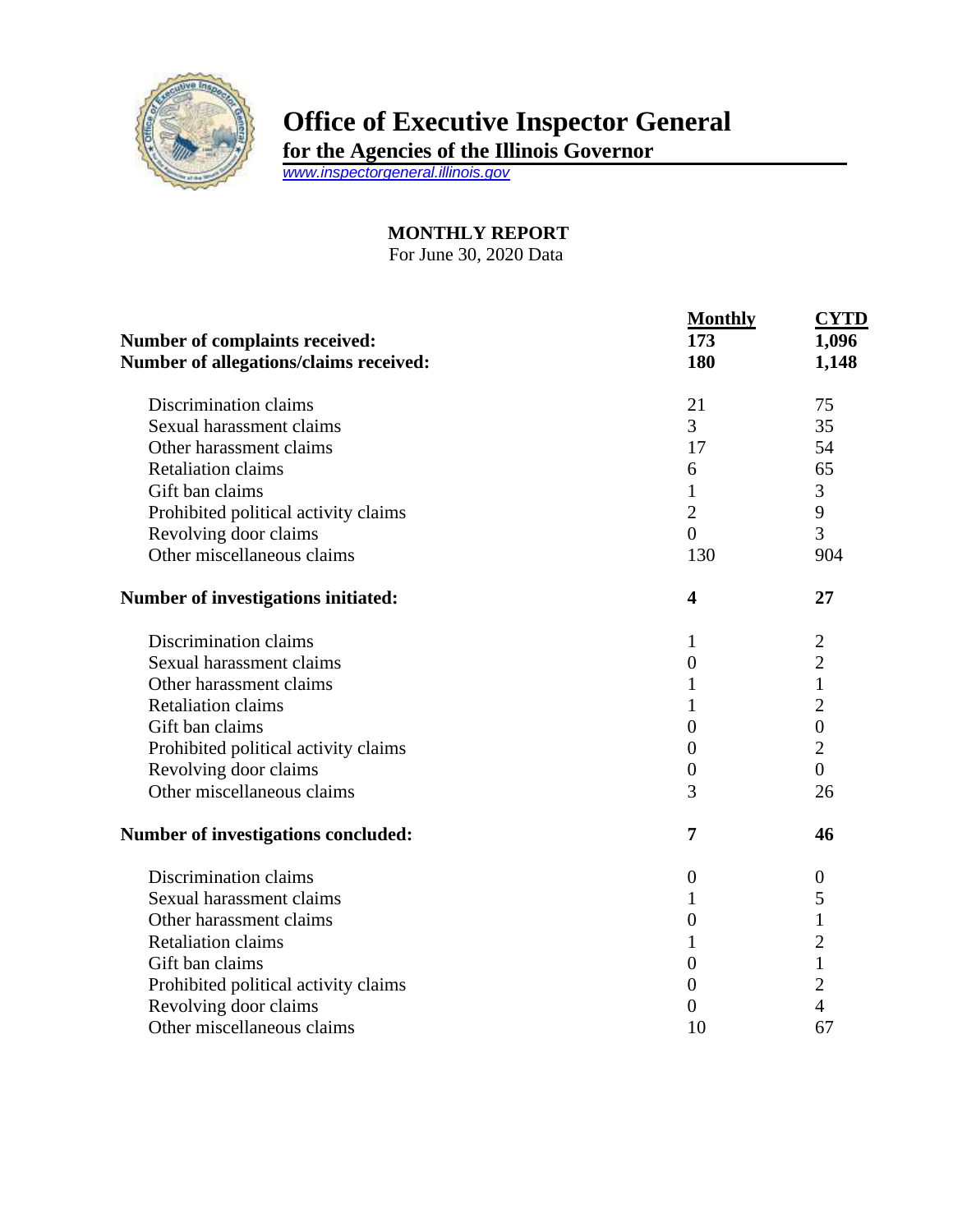# Office of Executive Inspector General

**for the Agencies of the Illinois Governor**

www.inspectorgeneral.illinois.gov

## MONTHLY REPORT

For June 30, 2020 Data

| | Monthly | CYTD |
|---|---|---|
| **Number of complaints received:** | **173** | **1,096** |
| **Number of allegations/claims received:** | **180** | **1,148** |
| Discrimination claims | 21 | 75 |
| Sexual harassment claims | 3 | 35 |
| Other harassment claims | 17 | 54 |
| Retaliation claims | 6 | 65 |
| Gift ban claims | 1 | 3 |
| Prohibited political activity claims | 2 | 9 |
| Revolving door claims | 0 | 3 |
| Other miscellaneous claims | 130 | 904 |
| **Number of investigations initiated:** | **4** | **27** |
| Discrimination claims | 1 | 2 |
| Sexual harassment claims | 0 | 2 |
| Other harassment claims | 1 | 1 |
| Retaliation claims | 1 | 2 |
| Gift ban claims | 0 | 0 |
| Prohibited political activity claims | 0 | 2 |
| Revolving door claims | 0 | 0 |
| Other miscellaneous claims | 3 | 26 |
| **Number of investigations concluded:** | **7** | **46** |
| Discrimination claims | 0 | 0 |
| Sexual harassment claims | 1 | 5 |
| Other harassment claims | 0 | 1 |
| Retaliation claims | 1 | 2 |
| Gift ban claims | 0 | 1 |
| Prohibited political activity claims | 0 | 2 |
| Revolving door claims | 0 | 4 |
| Other miscellaneous claims | 10 | 67 |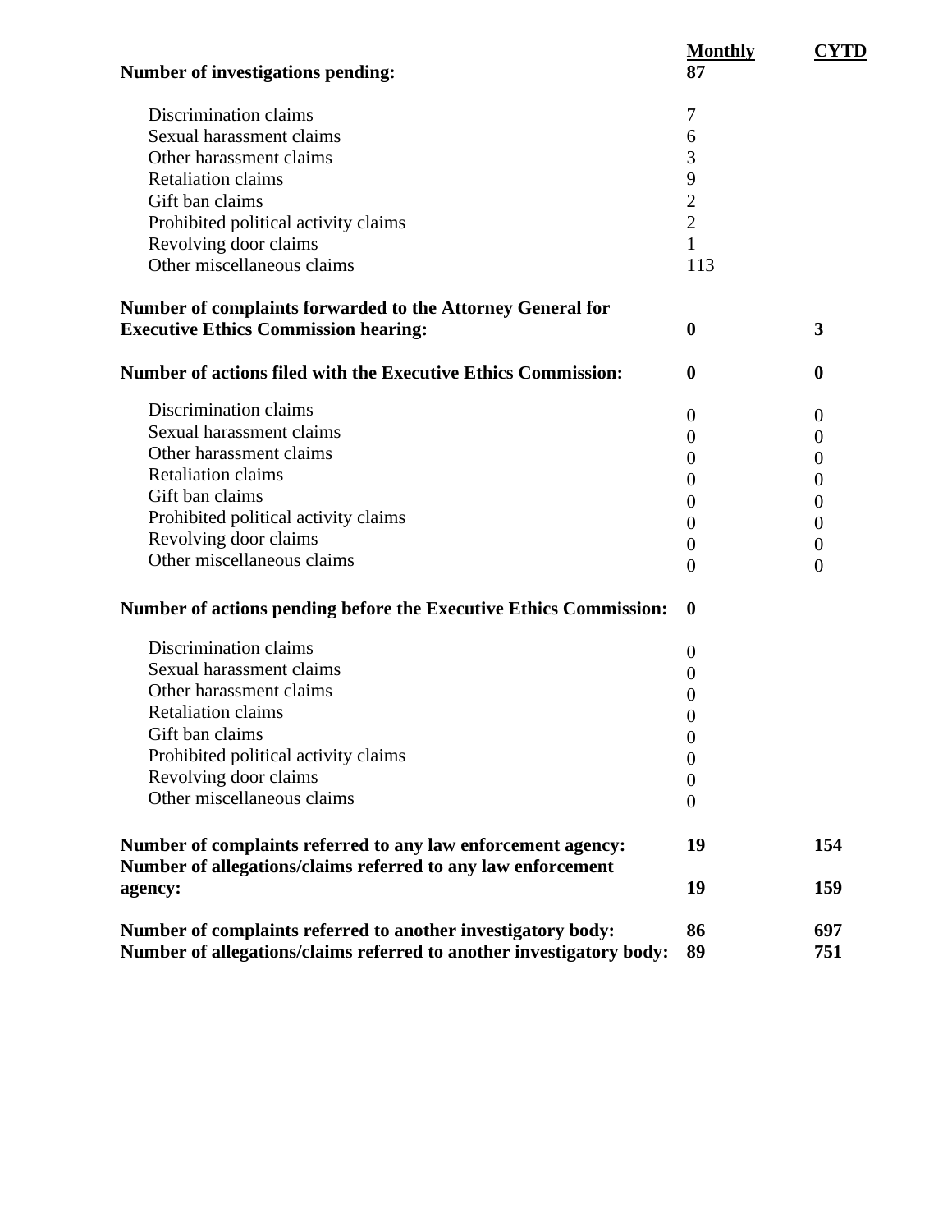| | Monthly | CYTD |
|---|---|---|
| **Number of investigations pending:** | **87** | |
| Discrimination claims | 7 | |
| Sexual harassment claims | 6 | |
| Other harassment claims | 3 | |
| Retaliation claims | 9 | |
| Gift ban claims | 2 | |
| Prohibited political activity claims | 2 | |
| Revolving door claims | 1 | |
| Other miscellaneous claims | 113 | |
| **Number of complaints forwarded to the Attorney General for Executive Ethics Commission hearing:** | **0** | **3** |
| **Number of actions filed with the Executive Ethics Commission:** | **0** | **0** |
| Discrimination claims | 0 | 0 |
| Sexual harassment claims | 0 | 0 |
| Other harassment claims | 0 | 0 |
| Retaliation claims | 0 | 0 |
| Gift ban claims | 0 | 0 |
| Prohibited political activity claims | 0 | 0 |
| Revolving door claims | 0 | 0 |
| Other miscellaneous claims | 0 | 0 |
| **Number of actions pending before the Executive Ethics Commission:** | **0** | |
| Discrimination claims | 0 | |
| Sexual harassment claims | 0 | |
| Other harassment claims | 0 | |
| Retaliation claims | 0 | |
| Gift ban claims | 0 | |
| Prohibited political activity claims | 0 | |
| Revolving door claims | 0 | |
| Other miscellaneous claims | 0 | |
| **Number of complaints referred to any law enforcement agency:** | **19** | **154** |
| **Number of allegations/claims referred to any law enforcement agency:** | **19** | **159** |
| **Number of complaints referred to another investigatory body:** | **86** | **697** |
| **Number of allegations/claims referred to another investigatory body:** | **89** | **751** |